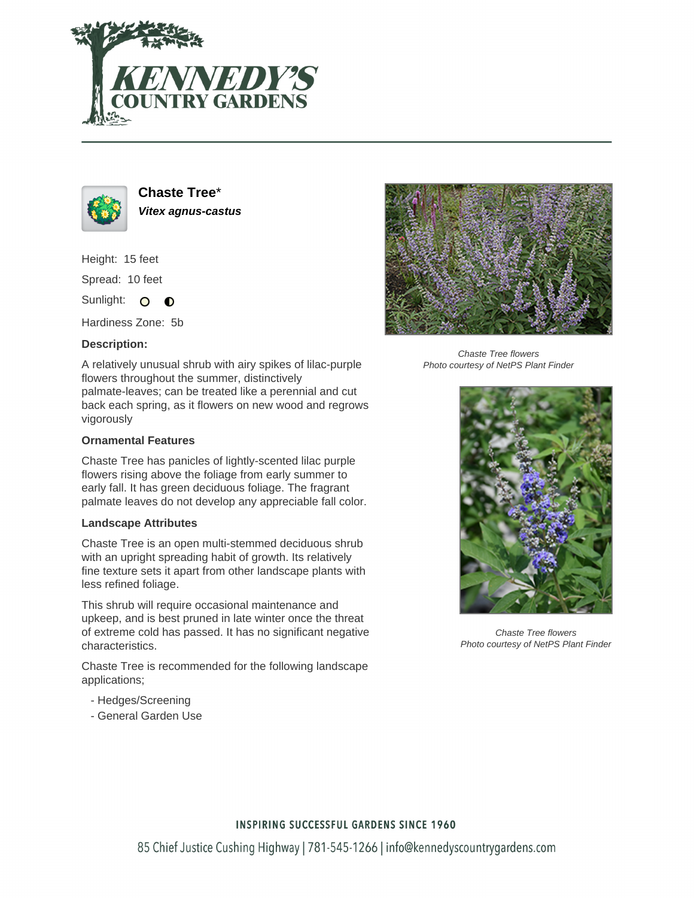# Chaste Tree*

***Vitex agnus-castus***

Height: 15 feet

Spread: 10 feet

Sunlight:

Hardiness Zone: 5b

**Description:**

A relatively unusual shrub with airy spikes of lilac-purple flowers throughout the summer, distinctively palmate-leaves; can be treated like a perennial and cut back each spring, as it flowers on new wood and regrows vigorously

### Ornamental Features

Chaste Tree has panicles of lightly-scented lilac purple flowers rising above the foliage from early summer to early fall. It has green deciduous foliage. The fragrant palmate leaves do not develop any appreciable fall color.

### Landscape Attributes

Chaste Tree is an open multi-stemmed deciduous shrub with an upright spreading habit of growth. Its relatively fine texture sets it apart from other landscape plants with less refined foliage.

This shrub will require occasional maintenance and upkeep, and is best pruned in late winter once the threat of extreme cold has passed. It has no significant negative characteristics.

Chaste Tree is recommended for the following landscape applications;

- Hedges/Screening
- General Garden Use

*Chaste Tree flowers*
*Photo courtesy of NetPS Plant Finder*

*Chaste Tree flowers*
*Photo courtesy of NetPS Plant Finder*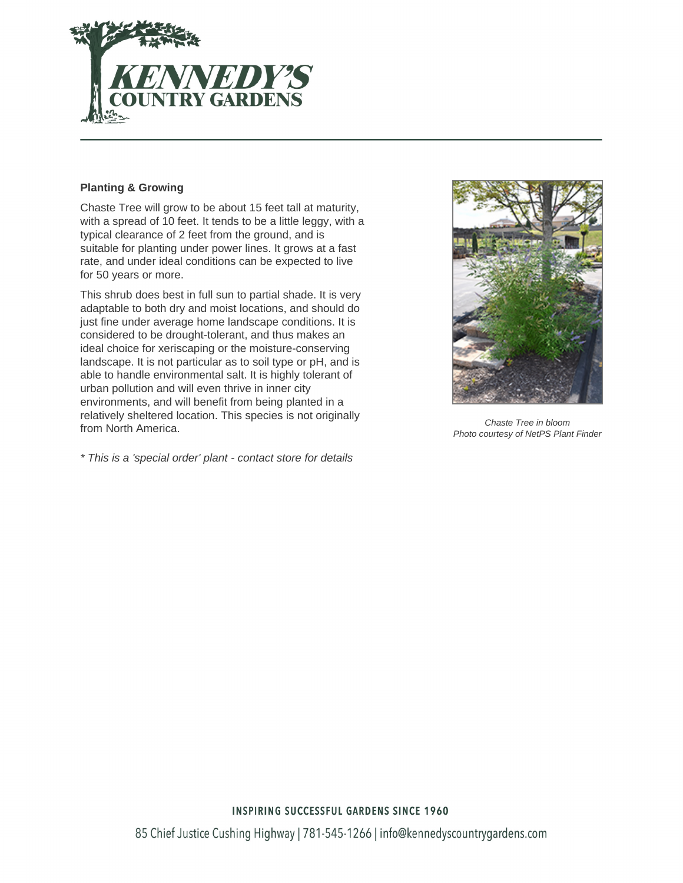### Planning & Growing

Chaste Tree will grow to be about 15 feet tall at maturity, with a spread of 10 feet. It tends to be a little leggy, with a typical clearance of 2 feet from the ground, and is suitable for planting under power lines. It grows at a fast rate, and under ideal conditions can be expected to live for 50 years or more.

This shrub does best in full sun to partial shade. It is very adaptable to both dry and moist locations, and should do just fine under average home landscape conditions. It is considered to be drought-tolerant, and thus makes an ideal choice for xeriscaping or the moisture-conserving landscape. It is not particular as to soil type or pH, and is able to handle environmental salt. It is highly tolerant of urban pollution and will even thrive in inner city environments, and will benefit from being planted in a relatively sheltered location. This species is not originally from North America.

*Chaste Tree in bloom*
*Photo courtesy of NetPS Plant Finder*

*\* This is a 'special order' plant - contact store for details*